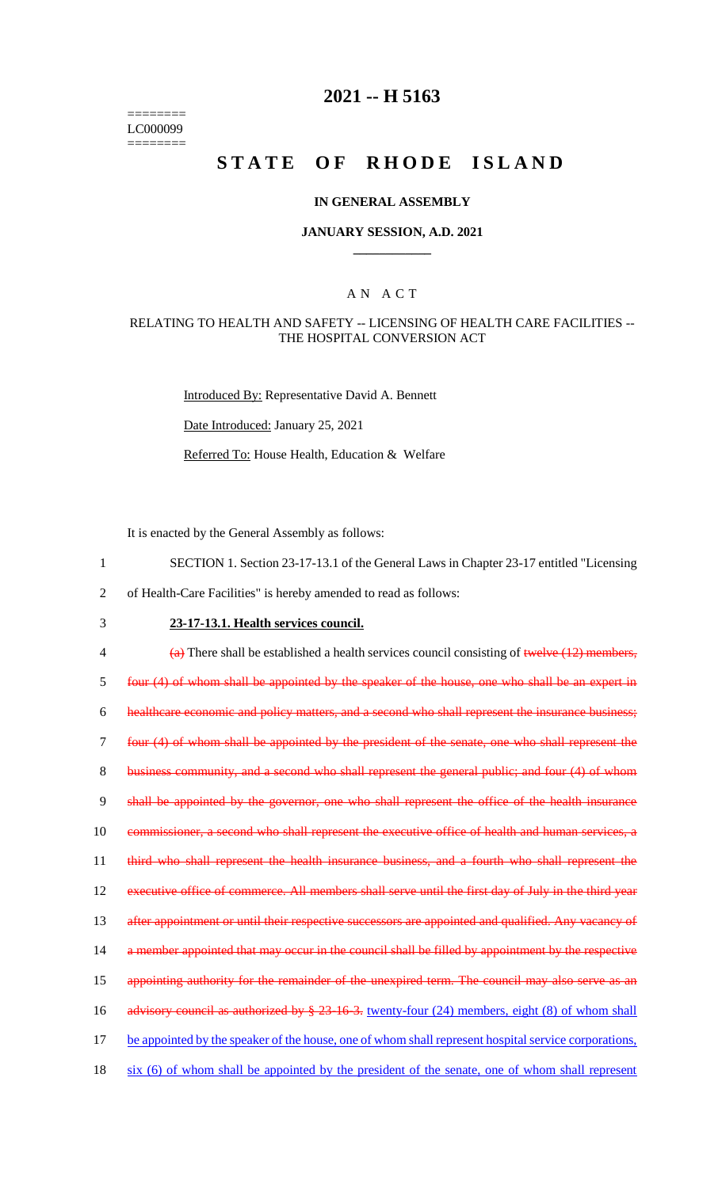# 2021 -- H 5163

========
LC000099
========

# STATE OF RHODE ISLAND

## IN GENERAL ASSEMBLY

## JANUARY SESSION, A.D. 2021

____________

## A N A C T

### RELATING TO HEALTH AND SAFETY -- LICENSING OF HEALTH CARE FACILITIES -- THE HOSPITAL CONVERSION ACT

Introduced By: Representative David A. Bennett

Date Introduced: January 25, 2021

Referred To: House Health, Education & Welfare

It is enacted by the General Assembly as follows:

1 SECTION 1. Section 23-17-13.1 of the General Laws in Chapter 23-17 entitled "Licensing

2 of Health-Care Facilities" is hereby amended to read as follows:

3 **23-17-13.1. Health services council.**

4 ~~(a)~~ There shall be established a health services council consisting of ~~twelve (12) members,~~

5 ~~four (4) of whom shall be appointed by the speaker of the house, one who shall be an expert in~~

6 ~~healthcare economic and policy matters, and a second who shall represent the insurance business;~~

7 ~~four (4) of whom shall be appointed by the president of the senate, one who shall represent the~~

8 ~~business community, and a second who shall represent the general public; and four (4) of whom~~

9 ~~shall be appointed by the governor, one who shall represent the office of the health insurance~~

10 ~~commissioner, a second who shall represent the executive office of health and human services, a~~

11 ~~third who shall represent the health insurance business, and a fourth who shall represent the~~

12 ~~executive office of commerce. All members shall serve until the first day of July in the third year~~

13 ~~after appointment or until their respective successors are appointed and qualified. Any vacancy of~~

14 ~~a member appointed that may occur in the council shall be filled by appointment by the respective~~

15 ~~appointing authority for the remainder of the unexpired term. The council may also serve as an~~

16 ~~advisory council as authorized by § 23-16-3.~~ <u>twenty-four (24) members, eight (8) of whom shall</u>

17 <u>be appointed by the speaker of the house, one of whom shall represent hospital service corporations,</u>

18 <u>six (6) of whom shall be appointed by the president of the senate, one of whom shall represent</u>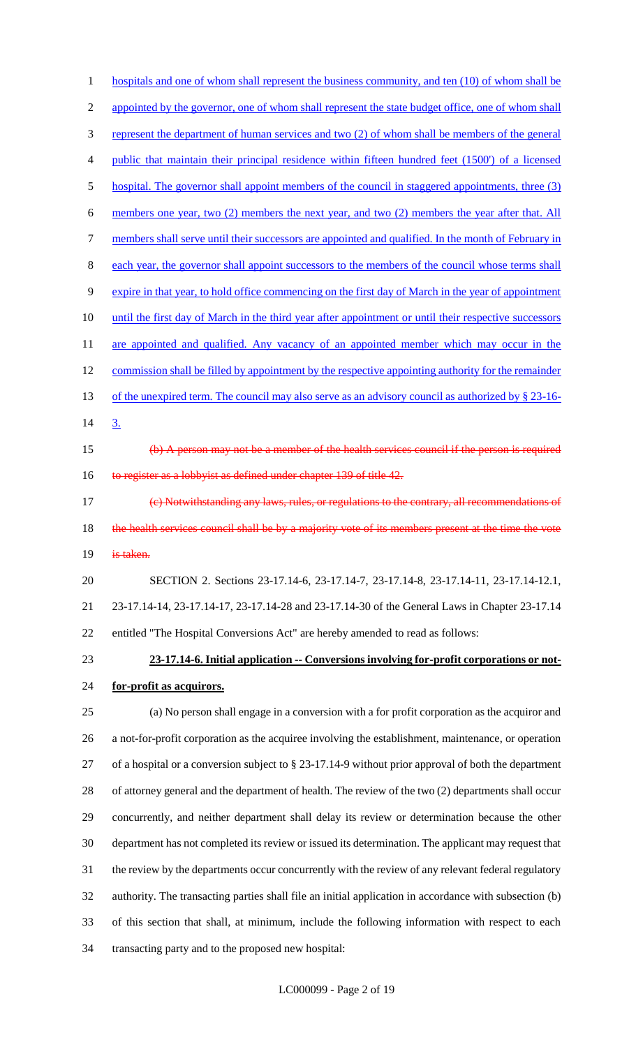hospitals and one of whom shall represent the business community, and ten (10) of whom shall be appointed by the governor, one of whom shall represent the state budget office, one of whom shall represent the department of human services and two (2) of whom shall be members of the general public that maintain their principal residence within fifteen hundred feet (1500') of a licensed hospital. The governor shall appoint members of the council in staggered appointments, three (3) members one year, two (2) members the next year, and two (2) members the year after that. All members shall serve until their successors are appointed and qualified. In the month of February in each year, the governor shall appoint successors to the members of the council whose terms shall expire in that year, to hold office commencing on the first day of March in the year of appointment until the first day of March in the third year after appointment or until their respective successors are appointed and qualified. Any vacancy of an appointed member which may occur in the commission shall be filled by appointment by the respective appointing authority for the remainder of the unexpired term. The council may also serve as an advisory council as authorized by § 23-16-3.

~~(b) A person may not be a member of the health services council if the person is required to register as a lobbyist as defined under chapter 139 of title 42.~~

~~(c) Notwithstanding any laws, rules, or regulations to the contrary, all recommendations of the health services council shall be by a majority vote of its members present at the time the vote is taken.~~

SECTION 2. Sections 23-17.14-6, 23-17.14-7, 23-17.14-8, 23-17.14-11, 23-17.14-12.1, 23-17.14-14, 23-17.14-17, 23-17.14-28 and 23-17.14-30 of the General Laws in Chapter 23-17.14 entitled "The Hospital Conversions Act" are hereby amended to read as follows:

**23-17.14-6. Initial application -- Conversions involving for-profit corporations or not-for-profit as acquirors.**

(a) No person shall engage in a conversion with a for profit corporation as the acquiror and a not-for-profit corporation as the acquiree involving the establishment, maintenance, or operation of a hospital or a conversion subject to § 23-17.14-9 without prior approval of both the department of attorney general and the department of health. The review of the two (2) departments shall occur concurrently, and neither department shall delay its review or determination because the other department has not completed its review or issued its determination. The applicant may request that the review by the departments occur concurrently with the review of any relevant federal regulatory authority. The transacting parties shall file an initial application in accordance with subsection (b) of this section that shall, at minimum, include the following information with respect to each transacting party and to the proposed new hospital: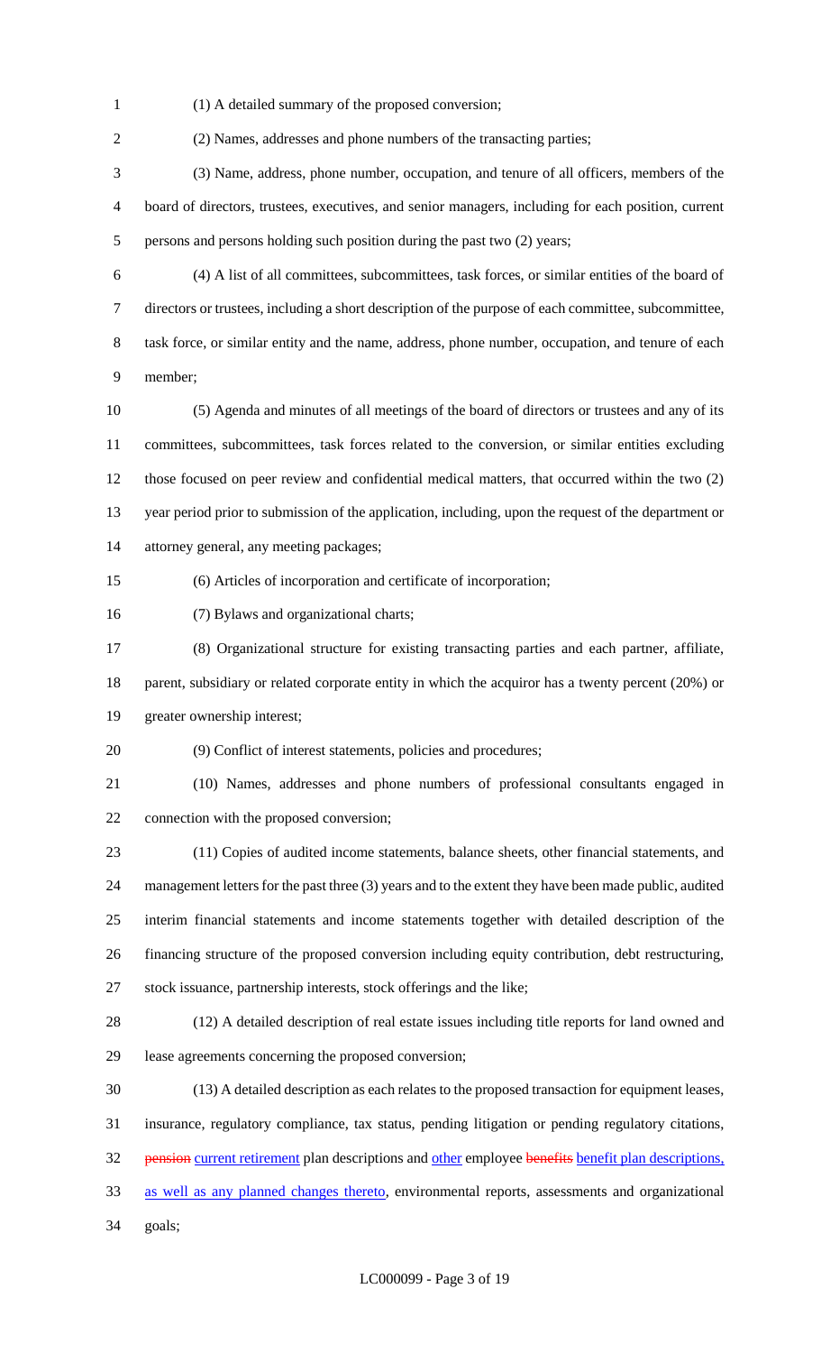(1) A detailed summary of the proposed conversion;

(2) Names, addresses and phone numbers of the transacting parties;

(3) Name, address, phone number, occupation, and tenure of all officers, members of the board of directors, trustees, executives, and senior managers, including for each position, current persons and persons holding such position during the past two (2) years;

(4) A list of all committees, subcommittees, task forces, or similar entities of the board of directors or trustees, including a short description of the purpose of each committee, subcommittee, task force, or similar entity and the name, address, phone number, occupation, and tenure of each member;

(5) Agenda and minutes of all meetings of the board of directors or trustees and any of its committees, subcommittees, task forces related to the conversion, or similar entities excluding those focused on peer review and confidential medical matters, that occurred within the two (2) year period prior to submission of the application, including, upon the request of the department or attorney general, any meeting packages;

(6) Articles of incorporation and certificate of incorporation;

(7) Bylaws and organizational charts;

(8) Organizational structure for existing transacting parties and each partner, affiliate, parent, subsidiary or related corporate entity in which the acquiror has a twenty percent (20%) or greater ownership interest;

(9) Conflict of interest statements, policies and procedures;

(10) Names, addresses and phone numbers of professional consultants engaged in connection with the proposed conversion;

(11) Copies of audited income statements, balance sheets, other financial statements, and management letters for the past three (3) years and to the extent they have been made public, audited interim financial statements and income statements together with detailed description of the financing structure of the proposed conversion including equity contribution, debt restructuring, stock issuance, partnership interests, stock offerings and the like;

(12) A detailed description of real estate issues including title reports for land owned and lease agreements concerning the proposed conversion;

(13) A detailed description as each relates to the proposed transaction for equipment leases, insurance, regulatory compliance, tax status, pending litigation or pending regulatory citations, ~~pension~~ <u>current retirement</u> plan descriptions and <u>other</u> employee ~~benefits~~ <u>benefit plan descriptions, as well as any planned changes thereto</u>, environmental reports, assessments and organizational goals;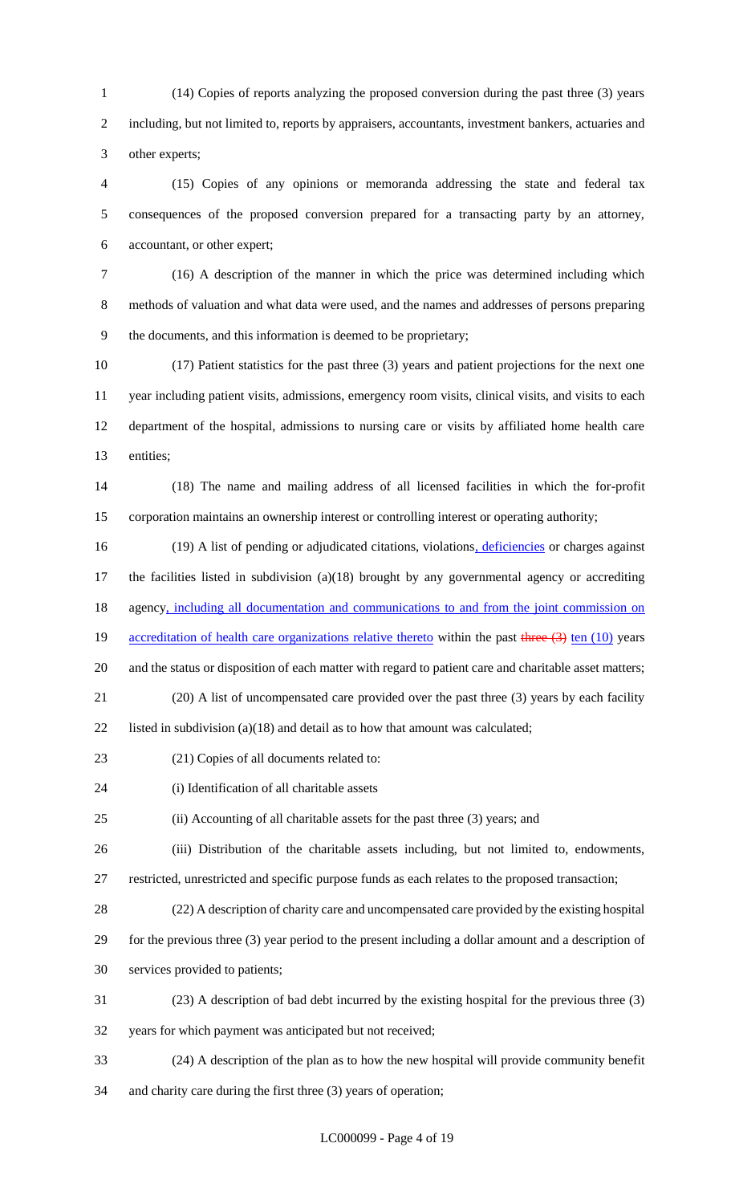(14) Copies of reports analyzing the proposed conversion during the past three (3) years including, but not limited to, reports by appraisers, accountants, investment bankers, actuaries and other experts;

(15) Copies of any opinions or memoranda addressing the state and federal tax consequences of the proposed conversion prepared for a transacting party by an attorney, accountant, or other expert;

(16) A description of the manner in which the price was determined including which methods of valuation and what data were used, and the names and addresses of persons preparing the documents, and this information is deemed to be proprietary;

(17) Patient statistics for the past three (3) years and patient projections for the next one year including patient visits, admissions, emergency room visits, clinical visits, and visits to each department of the hospital, admissions to nursing care or visits by affiliated home health care entities;

(18) The name and mailing address of all licensed facilities in which the for-profit corporation maintains an ownership interest or controlling interest or operating authority;

(19) A list of pending or adjudicated citations, violations, deficiencies or charges against the facilities listed in subdivision (a)(18) brought by any governmental agency or accrediting agency, including all documentation and communications to and from the joint commission on accreditation of health care organizations relative thereto within the past ~~three (3)~~ ten (10) years and the status or disposition of each matter with regard to patient care and charitable asset matters;

(20) A list of uncompensated care provided over the past three (3) years by each facility listed in subdivision (a)(18) and detail as to how that amount was calculated;

(21) Copies of all documents related to:

(i) Identification of all charitable assets

(ii) Accounting of all charitable assets for the past three (3) years; and

(iii) Distribution of the charitable assets including, but not limited to, endowments, restricted, unrestricted and specific purpose funds as each relates to the proposed transaction;

(22) A description of charity care and uncompensated care provided by the existing hospital for the previous three (3) year period to the present including a dollar amount and a description of services provided to patients;

(23) A description of bad debt incurred by the existing hospital for the previous three (3) years for which payment was anticipated but not received;

(24) A description of the plan as to how the new hospital will provide community benefit and charity care during the first three (3) years of operation;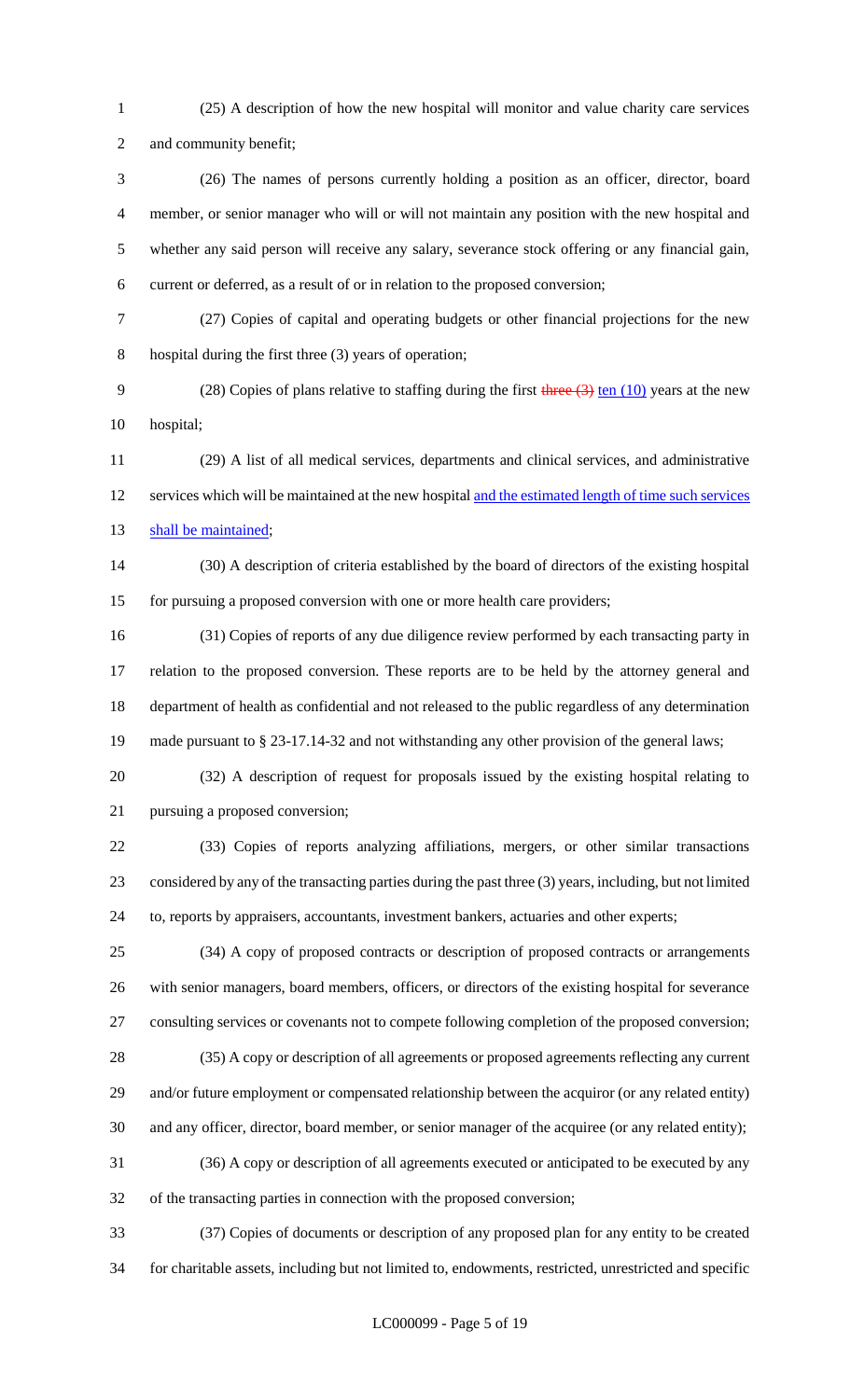(25) A description of how the new hospital will monitor and value charity care services and community benefit;

(26) The names of persons currently holding a position as an officer, director, board member, or senior manager who will or will not maintain any position with the new hospital and whether any said person will receive any salary, severance stock offering or any financial gain, current or deferred, as a result of or in relation to the proposed conversion;

(27) Copies of capital and operating budgets or other financial projections for the new hospital during the first three (3) years of operation;

(28) Copies of plans relative to staffing during the first ~~three (3)~~ ten (10) years at the new hospital;

(29) A list of all medical services, departments and clinical services, and administrative services which will be maintained at the new hospital and the estimated length of time such services shall be maintained;

(30) A description of criteria established by the board of directors of the existing hospital for pursuing a proposed conversion with one or more health care providers;

(31) Copies of reports of any due diligence review performed by each transacting party in relation to the proposed conversion. These reports are to be held by the attorney general and department of health as confidential and not released to the public regardless of any determination made pursuant to § 23-17.14-32 and not withstanding any other provision of the general laws;

(32) A description of request for proposals issued by the existing hospital relating to pursuing a proposed conversion;

(33) Copies of reports analyzing affiliations, mergers, or other similar transactions considered by any of the transacting parties during the past three (3) years, including, but not limited to, reports by appraisers, accountants, investment bankers, actuaries and other experts;

(34) A copy of proposed contracts or description of proposed contracts or arrangements with senior managers, board members, officers, or directors of the existing hospital for severance consulting services or covenants not to compete following completion of the proposed conversion;

(35) A copy or description of all agreements or proposed agreements reflecting any current and/or future employment or compensated relationship between the acquiror (or any related entity) and any officer, director, board member, or senior manager of the acquiree (or any related entity);

(36) A copy or description of all agreements executed or anticipated to be executed by any of the transacting parties in connection with the proposed conversion;

(37) Copies of documents or description of any proposed plan for any entity to be created for charitable assets, including but not limited to, endowments, restricted, unrestricted and specific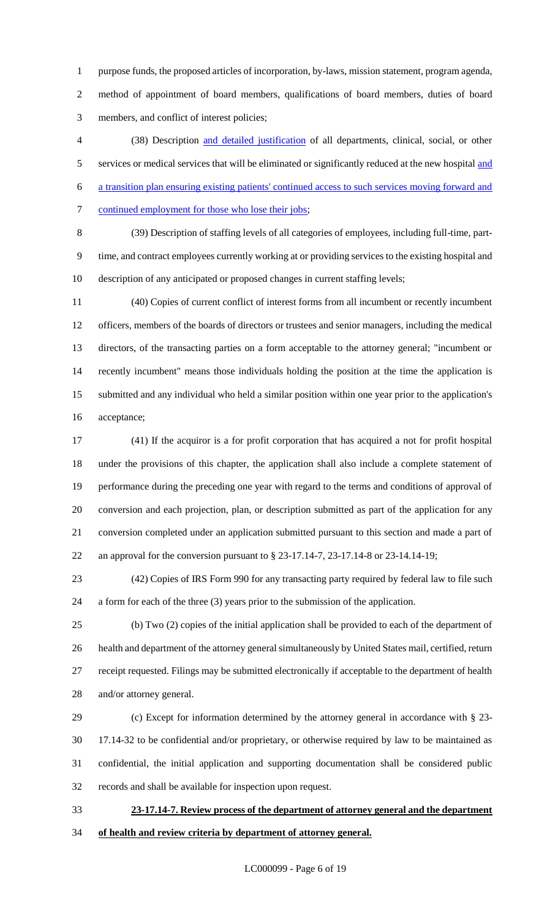purpose funds, the proposed articles of incorporation, by-laws, mission statement, program agenda, method of appointment of board members, qualifications of board members, duties of board members, and conflict of interest policies;

(38) Description <u>and detailed justification</u> of all departments, clinical, social, or other services or medical services that will be eliminated or significantly reduced at the new hospital <u>and a transition plan ensuring existing patients' continued access to such services moving forward and continued employment for those who lose their jobs</u>;

(39) Description of staffing levels of all categories of employees, including full-time, part-time, and contract employees currently working at or providing services to the existing hospital and description of any anticipated or proposed changes in current staffing levels;

(40) Copies of current conflict of interest forms from all incumbent or recently incumbent officers, members of the boards of directors or trustees and senior managers, including the medical directors, of the transacting parties on a form acceptable to the attorney general; "incumbent or recently incumbent" means those individuals holding the position at the time the application is submitted and any individual who held a similar position within one year prior to the application's acceptance;

(41) If the acquiror is a for profit corporation that has acquired a not for profit hospital under the provisions of this chapter, the application shall also include a complete statement of performance during the preceding one year with regard to the terms and conditions of approval of conversion and each projection, plan, or description submitted as part of the application for any conversion completed under an application submitted pursuant to this section and made a part of an approval for the conversion pursuant to § 23-17.14-7, 23-17.14-8 or 23-14.14-19;

(42) Copies of IRS Form 990 for any transacting party required by federal law to file such a form for each of the three (3) years prior to the submission of the application.

(b) Two (2) copies of the initial application shall be provided to each of the department of health and department of the attorney general simultaneously by United States mail, certified, return receipt requested. Filings may be submitted electronically if acceptable to the department of health and/or attorney general.

(c) Except for information determined by the attorney general in accordance with § 23-17.14-32 to be confidential and/or proprietary, or otherwise required by law to be maintained as confidential, the initial application and supporting documentation shall be considered public records and shall be available for inspection upon request.

**<u>23-17.14-7. Review process of the department of attorney general and the department of health and review criteria by department of attorney general.</u>**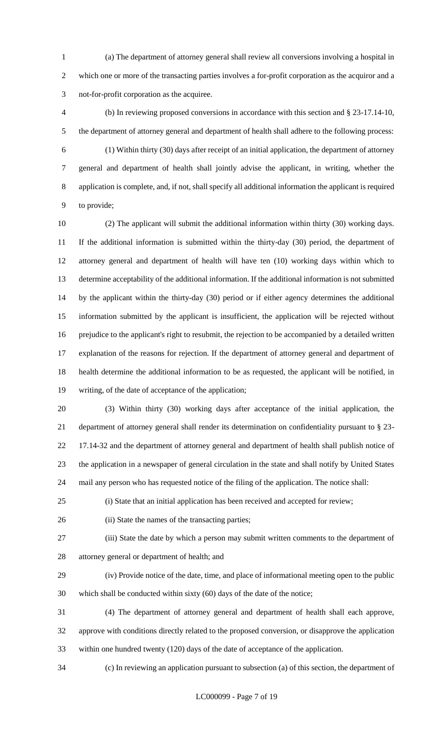(a) The department of attorney general shall review all conversions involving a hospital in which one or more of the transacting parties involves a for-profit corporation as the acquiror and a not-for-profit corporation as the acquiree.

(b) In reviewing proposed conversions in accordance with this section and § 23-17.14-10, the department of attorney general and department of health shall adhere to the following process:

(1) Within thirty (30) days after receipt of an initial application, the department of attorney general and department of health shall jointly advise the applicant, in writing, whether the application is complete, and, if not, shall specify all additional information the applicant is required to provide;

(2) The applicant will submit the additional information within thirty (30) working days. If the additional information is submitted within the thirty-day (30) period, the department of attorney general and department of health will have ten (10) working days within which to determine acceptability of the additional information. If the additional information is not submitted by the applicant within the thirty-day (30) period or if either agency determines the additional information submitted by the applicant is insufficient, the application will be rejected without prejudice to the applicant's right to resubmit, the rejection to be accompanied by a detailed written explanation of the reasons for rejection. If the department of attorney general and department of health determine the additional information to be as requested, the applicant will be notified, in writing, of the date of acceptance of the application;

(3) Within thirty (30) working days after acceptance of the initial application, the department of attorney general shall render its determination on confidentiality pursuant to § 23-17.14-32 and the department of attorney general and department of health shall publish notice of the application in a newspaper of general circulation in the state and shall notify by United States mail any person who has requested notice of the filing of the application. The notice shall:

(i) State that an initial application has been received and accepted for review;

(ii) State the names of the transacting parties;

(iii) State the date by which a person may submit written comments to the department of attorney general or department of health; and

(iv) Provide notice of the date, time, and place of informational meeting open to the public which shall be conducted within sixty (60) days of the date of the notice;

(4) The department of attorney general and department of health shall each approve, approve with conditions directly related to the proposed conversion, or disapprove the application within one hundred twenty (120) days of the date of acceptance of the application.

(c) In reviewing an application pursuant to subsection (a) of this section, the department of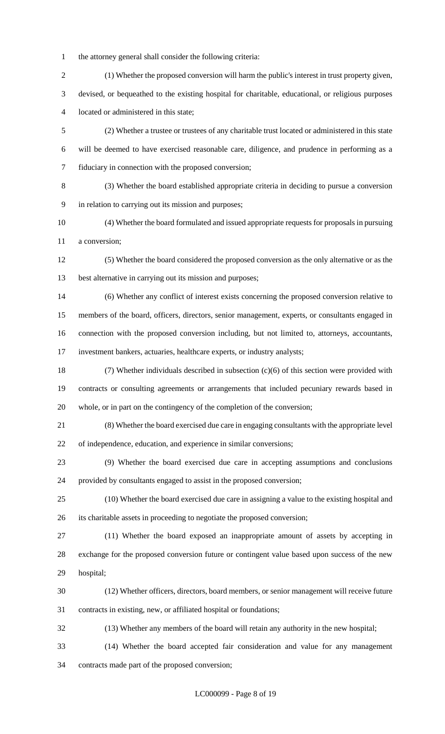the attorney general shall consider the following criteria:

(1) Whether the proposed conversion will harm the public's interest in trust property given, devised, or bequeathed to the existing hospital for charitable, educational, or religious purposes located or administered in this state;

(2) Whether a trustee or trustees of any charitable trust located or administered in this state will be deemed to have exercised reasonable care, diligence, and prudence in performing as a fiduciary in connection with the proposed conversion;

(3) Whether the board established appropriate criteria in deciding to pursue a conversion in relation to carrying out its mission and purposes;

(4) Whether the board formulated and issued appropriate requests for proposals in pursuing a conversion;

(5) Whether the board considered the proposed conversion as the only alternative or as the best alternative in carrying out its mission and purposes;

(6) Whether any conflict of interest exists concerning the proposed conversion relative to members of the board, officers, directors, senior management, experts, or consultants engaged in connection with the proposed conversion including, but not limited to, attorneys, accountants, investment bankers, actuaries, healthcare experts, or industry analysts;

(7) Whether individuals described in subsection (c)(6) of this section were provided with contracts or consulting agreements or arrangements that included pecuniary rewards based in whole, or in part on the contingency of the completion of the conversion;

(8) Whether the board exercised due care in engaging consultants with the appropriate level of independence, education, and experience in similar conversions;

(9) Whether the board exercised due care in accepting assumptions and conclusions provided by consultants engaged to assist in the proposed conversion;

(10) Whether the board exercised due care in assigning a value to the existing hospital and its charitable assets in proceeding to negotiate the proposed conversion;

(11) Whether the board exposed an inappropriate amount of assets by accepting in exchange for the proposed conversion future or contingent value based upon success of the new hospital;

(12) Whether officers, directors, board members, or senior management will receive future contracts in existing, new, or affiliated hospital or foundations;

(13) Whether any members of the board will retain any authority in the new hospital;

(14) Whether the board accepted fair consideration and value for any management contracts made part of the proposed conversion;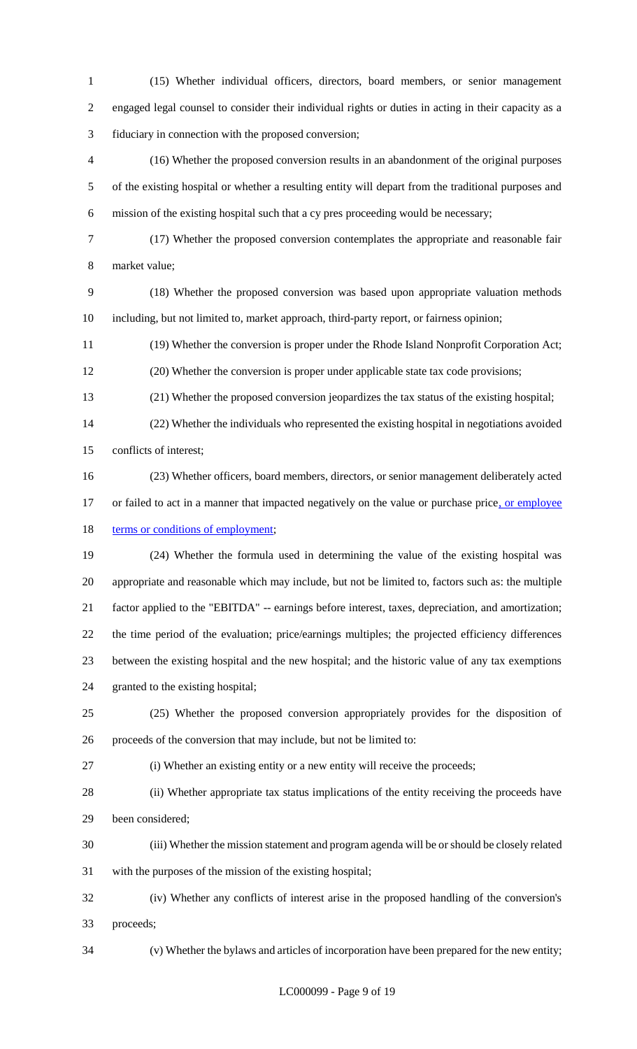(15) Whether individual officers, directors, board members, or senior management engaged legal counsel to consider their individual rights or duties in acting in their capacity as a fiduciary in connection with the proposed conversion;

(16) Whether the proposed conversion results in an abandonment of the original purposes of the existing hospital or whether a resulting entity will depart from the traditional purposes and mission of the existing hospital such that a cy pres proceeding would be necessary;

(17) Whether the proposed conversion contemplates the appropriate and reasonable fair market value;

(18) Whether the proposed conversion was based upon appropriate valuation methods including, but not limited to, market approach, third-party report, or fairness opinion;

(19) Whether the conversion is proper under the Rhode Island Nonprofit Corporation Act;

(20) Whether the conversion is proper under applicable state tax code provisions;

(21) Whether the proposed conversion jeopardizes the tax status of the existing hospital;

(22) Whether the individuals who represented the existing hospital in negotiations avoided conflicts of interest;

(23) Whether officers, board members, directors, or senior management deliberately acted or failed to act in a manner that impacted negatively on the value or purchase price, or employee terms or conditions of employment;

(24) Whether the formula used in determining the value of the existing hospital was appropriate and reasonable which may include, but not be limited to, factors such as: the multiple factor applied to the "EBITDA" -- earnings before interest, taxes, depreciation, and amortization; the time period of the evaluation; price/earnings multiples; the projected efficiency differences between the existing hospital and the new hospital; and the historic value of any tax exemptions granted to the existing hospital;

(25) Whether the proposed conversion appropriately provides for the disposition of proceeds of the conversion that may include, but not be limited to:

(i) Whether an existing entity or a new entity will receive the proceeds;

(ii) Whether appropriate tax status implications of the entity receiving the proceeds have been considered;

(iii) Whether the mission statement and program agenda will be or should be closely related with the purposes of the mission of the existing hospital;

(iv) Whether any conflicts of interest arise in the proposed handling of the conversion's proceeds;

(v) Whether the bylaws and articles of incorporation have been prepared for the new entity;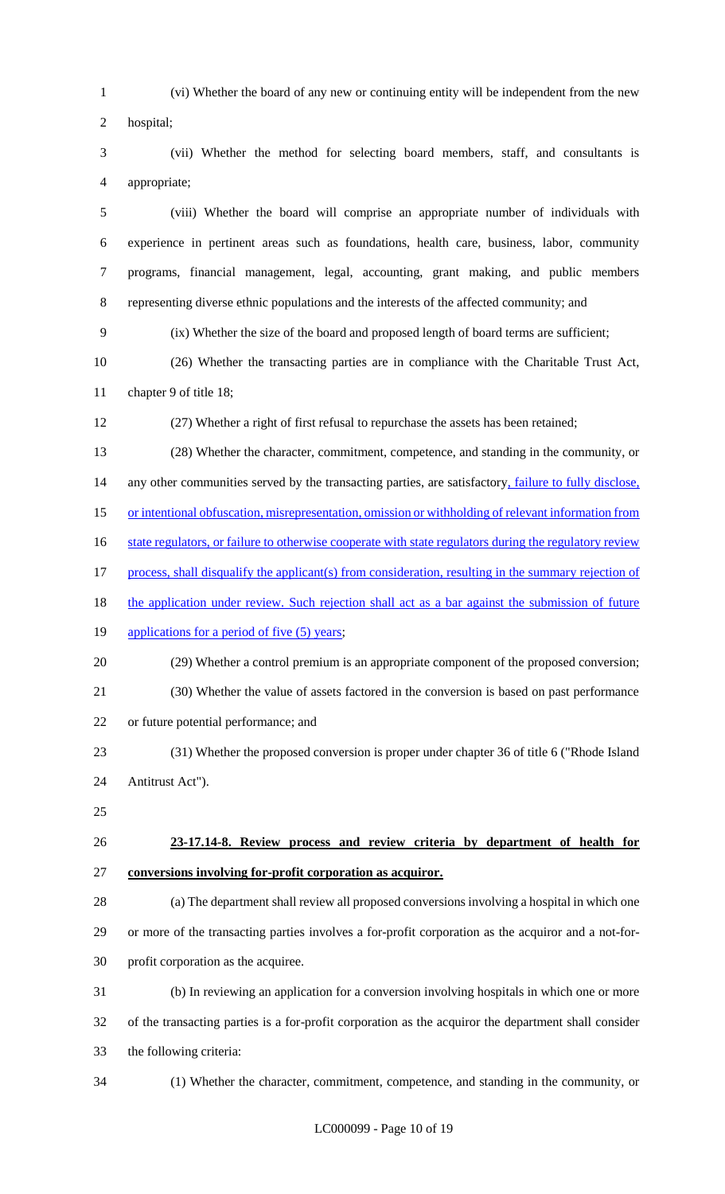(vi) Whether the board of any new or continuing entity will be independent from the new hospital;

(vii) Whether the method for selecting board members, staff, and consultants is appropriate;

(viii) Whether the board will comprise an appropriate number of individuals with experience in pertinent areas such as foundations, health care, business, labor, community programs, financial management, legal, accounting, grant making, and public members representing diverse ethnic populations and the interests of the affected community; and

(ix) Whether the size of the board and proposed length of board terms are sufficient;

(26) Whether the transacting parties are in compliance with the Charitable Trust Act, chapter 9 of title 18;

(27) Whether a right of first refusal to repurchase the assets has been retained;

(28) Whether the character, commitment, competence, and standing in the community, or any other communities served by the transacting parties, are satisfactory, failure to fully disclose, or intentional obfuscation, misrepresentation, omission or withholding of relevant information from state regulators, or failure to otherwise cooperate with state regulators during the regulatory review process, shall disqualify the applicant(s) from consideration, resulting in the summary rejection of the application under review. Such rejection shall act as a bar against the submission of future applications for a period of five (5) years;

(29) Whether a control premium is an appropriate component of the proposed conversion;

(30) Whether the value of assets factored in the conversion is based on past performance or future potential performance; and

(31) Whether the proposed conversion is proper under chapter 36 of title 6 ("Rhode Island Antitrust Act").

**23-17.14-8. Review process and review criteria by department of health for conversions involving for-profit corporation as acquiror.**

(a) The department shall review all proposed conversions involving a hospital in which one or more of the transacting parties involves a for-profit corporation as the acquiror and a not-for-profit corporation as the acquiree.

(b) In reviewing an application for a conversion involving hospitals in which one or more of the transacting parties is a for-profit corporation as the acquiror the department shall consider the following criteria:

(1) Whether the character, commitment, competence, and standing in the community, or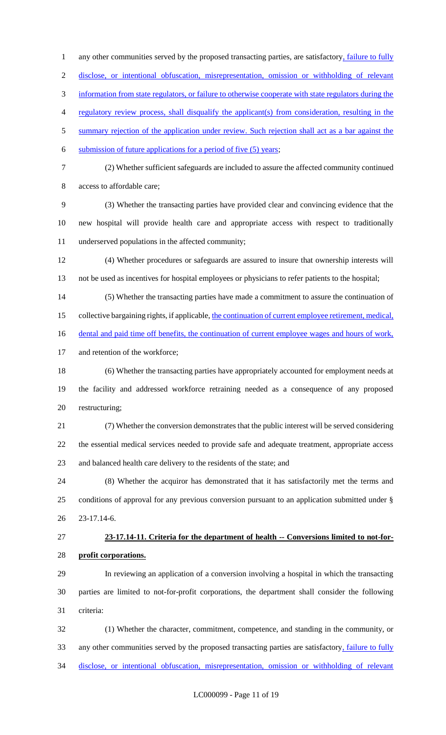any other communities served by the proposed transacting parties, are satisfactory, failure to fully disclose, or intentional obfuscation, misrepresentation, omission or withholding of relevant information from state regulators, or failure to otherwise cooperate with state regulators during the regulatory review process, shall disqualify the applicant(s) from consideration, resulting in the summary rejection of the application under review. Such rejection shall act as a bar against the submission of future applications for a period of five (5) years;

(2) Whether sufficient safeguards are included to assure the affected community continued access to affordable care;

(3) Whether the transacting parties have provided clear and convincing evidence that the new hospital will provide health care and appropriate access with respect to traditionally underserved populations in the affected community;

(4) Whether procedures or safeguards are assured to insure that ownership interests will not be used as incentives for hospital employees or physicians to refer patients to the hospital;

(5) Whether the transacting parties have made a commitment to assure the continuation of collective bargaining rights, if applicable, the continuation of current employee retirement, medical, dental and paid time off benefits, the continuation of current employee wages and hours of work, and retention of the workforce;

(6) Whether the transacting parties have appropriately accounted for employment needs at the facility and addressed workforce retraining needed as a consequence of any proposed restructuring;

(7) Whether the conversion demonstrates that the public interest will be served considering the essential medical services needed to provide safe and adequate treatment, appropriate access and balanced health care delivery to the residents of the state; and

(8) Whether the acquiror has demonstrated that it has satisfactorily met the terms and conditions of approval for any previous conversion pursuant to an application submitted under § 23-17.14-6.

**23-17.14-11. Criteria for the department of health -- Conversions limited to not-for-profit corporations.**

In reviewing an application of a conversion involving a hospital in which the transacting parties are limited to not-for-profit corporations, the department shall consider the following criteria:

(1) Whether the character, commitment, competence, and standing in the community, or any other communities served by the proposed transacting parties are satisfactory, failure to fully disclose, or intentional obfuscation, misrepresentation, omission or withholding of relevant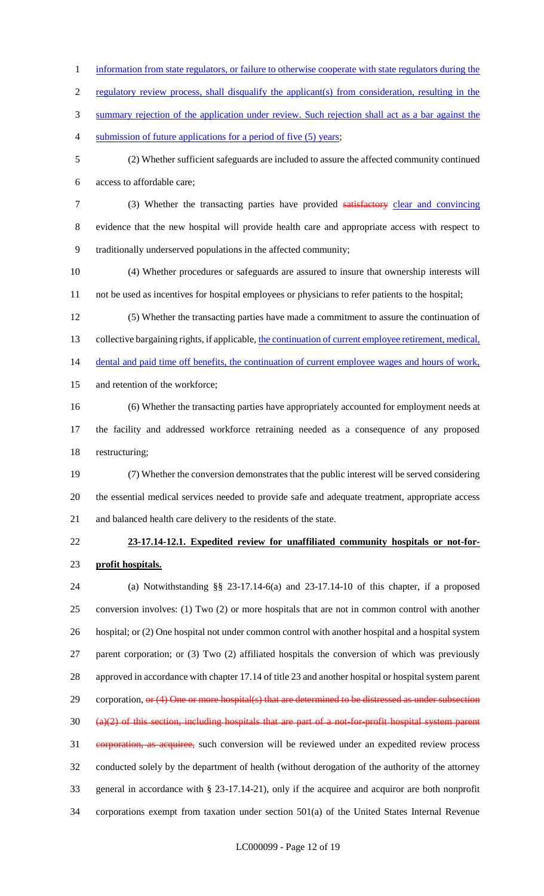information from state regulators, or failure to otherwise cooperate with state regulators during the regulatory review process, shall disqualify the applicant(s) from consideration, resulting in the summary rejection of the application under review. Such rejection shall act as a bar against the submission of future applications for a period of five (5) years;

(2) Whether sufficient safeguards are included to assure the affected community continued access to affordable care;

(3) Whether the transacting parties have provided ~~satisfactory~~ clear and convincing evidence that the new hospital will provide health care and appropriate access with respect to traditionally underserved populations in the affected community;

(4) Whether procedures or safeguards are assured to insure that ownership interests will not be used as incentives for hospital employees or physicians to refer patients to the hospital;

(5) Whether the transacting parties have made a commitment to assure the continuation of collective bargaining rights, if applicable, the continuation of current employee retirement, medical, dental and paid time off benefits, the continuation of current employee wages and hours of work, and retention of the workforce;

(6) Whether the transacting parties have appropriately accounted for employment needs at the facility and addressed workforce retraining needed as a consequence of any proposed restructuring;

(7) Whether the conversion demonstrates that the public interest will be served considering the essential medical services needed to provide safe and adequate treatment, appropriate access and balanced health care delivery to the residents of the state.

**23-17.14-12.1. Expedited review for unaffiliated community hospitals or not-for-profit hospitals.**

(a) Notwithstanding §§ 23-17.14-6(a) and 23-17.14-10 of this chapter, if a proposed conversion involves: (1) Two (2) or more hospitals that are not in common control with another hospital; or (2) One hospital not under common control with another hospital and a hospital system parent corporation; or (3) Two (2) affiliated hospitals the conversion of which was previously approved in accordance with chapter 17.14 of title 23 and another hospital or hospital system parent corporation, ~~or (4) One or more hospital(s) that are determined to be distressed as under subsection (a)(2) of this section, including hospitals that are part of a not-for-profit hospital system parent corporation, as acquiree,~~ such conversion will be reviewed under an expedited review process conducted solely by the department of health (without derogation of the authority of the attorney general in accordance with § 23-17.14-21), only if the acquiree and acquiror are both nonprofit corporations exempt from taxation under section 501(a) of the United States Internal Revenue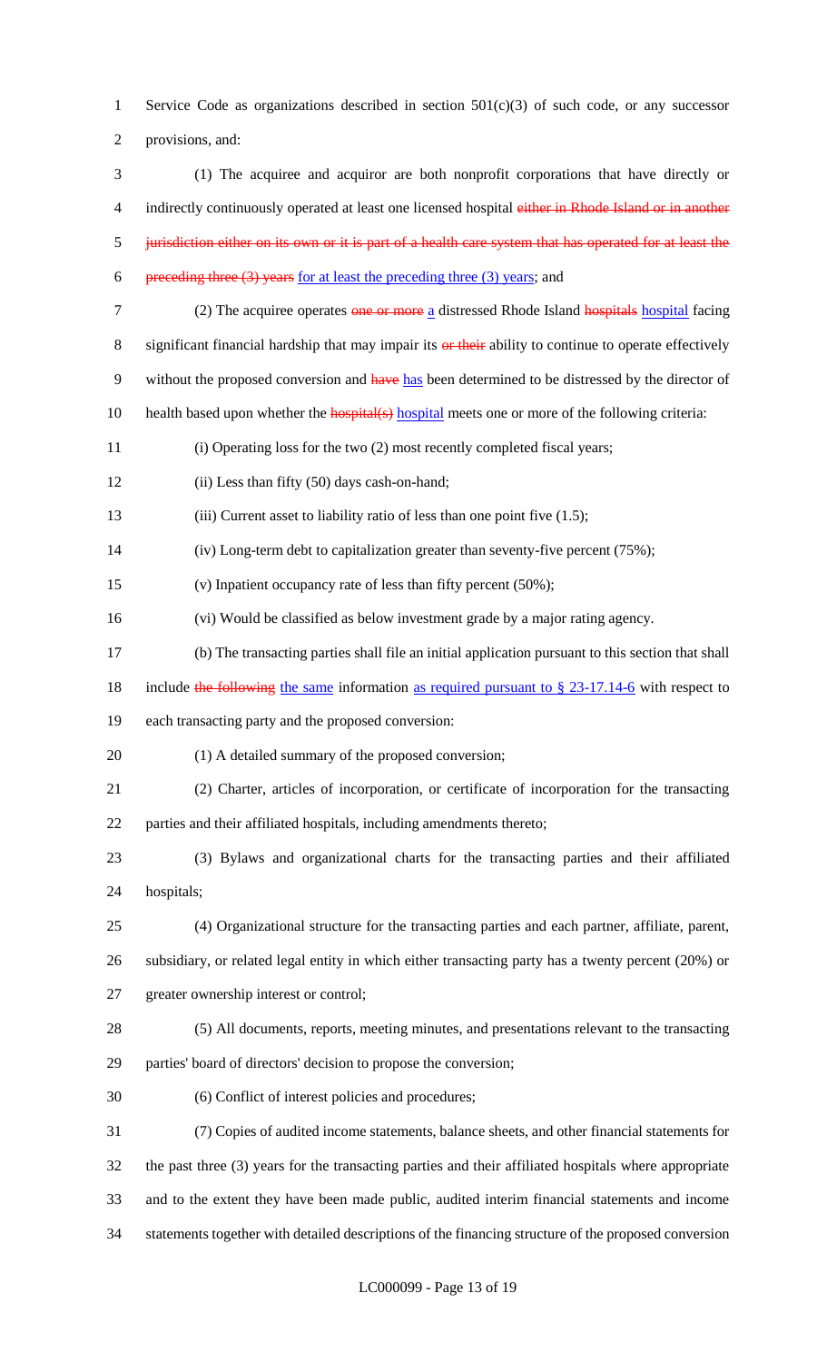Service Code as organizations described in section 501(c)(3) of such code, or any successor provisions, and:

(1) The acquiree and acquiror are both nonprofit corporations that have directly or indirectly continuously operated at least one licensed hospital ~~either in Rhode Island or in another jurisdiction either on its own or it is part of a health care system that has operated for at least the preceding three (3) years~~ for at least the preceding three (3) years; and

(2) The acquiree operates ~~one or more~~ a distressed Rhode Island ~~hospitals~~ hospital facing significant financial hardship that may impair its ~~or their~~ ability to continue to operate effectively without the proposed conversion and ~~have~~ has been determined to be distressed by the director of health based upon whether the ~~hospital(s)~~ hospital meets one or more of the following criteria:

(i) Operating loss for the two (2) most recently completed fiscal years;

(ii) Less than fifty (50) days cash-on-hand;

(iii) Current asset to liability ratio of less than one point five (1.5);

(iv) Long-term debt to capitalization greater than seventy-five percent (75%);

(v) Inpatient occupancy rate of less than fifty percent (50%);

(vi) Would be classified as below investment grade by a major rating agency.

(b) The transacting parties shall file an initial application pursuant to this section that shall include ~~the following~~ the same information as required pursuant to § 23-17.14-6 with respect to each transacting party and the proposed conversion:

(1) A detailed summary of the proposed conversion;

(2) Charter, articles of incorporation, or certificate of incorporation for the transacting parties and their affiliated hospitals, including amendments thereto;

(3) Bylaws and organizational charts for the transacting parties and their affiliated hospitals;

(4) Organizational structure for the transacting parties and each partner, affiliate, parent, subsidiary, or related legal entity in which either transacting party has a twenty percent (20%) or greater ownership interest or control;

(5) All documents, reports, meeting minutes, and presentations relevant to the transacting parties' board of directors' decision to propose the conversion;

(6) Conflict of interest policies and procedures;

(7) Copies of audited income statements, balance sheets, and other financial statements for the past three (3) years for the transacting parties and their affiliated hospitals where appropriate and to the extent they have been made public, audited interim financial statements and income statements together with detailed descriptions of the financing structure of the proposed conversion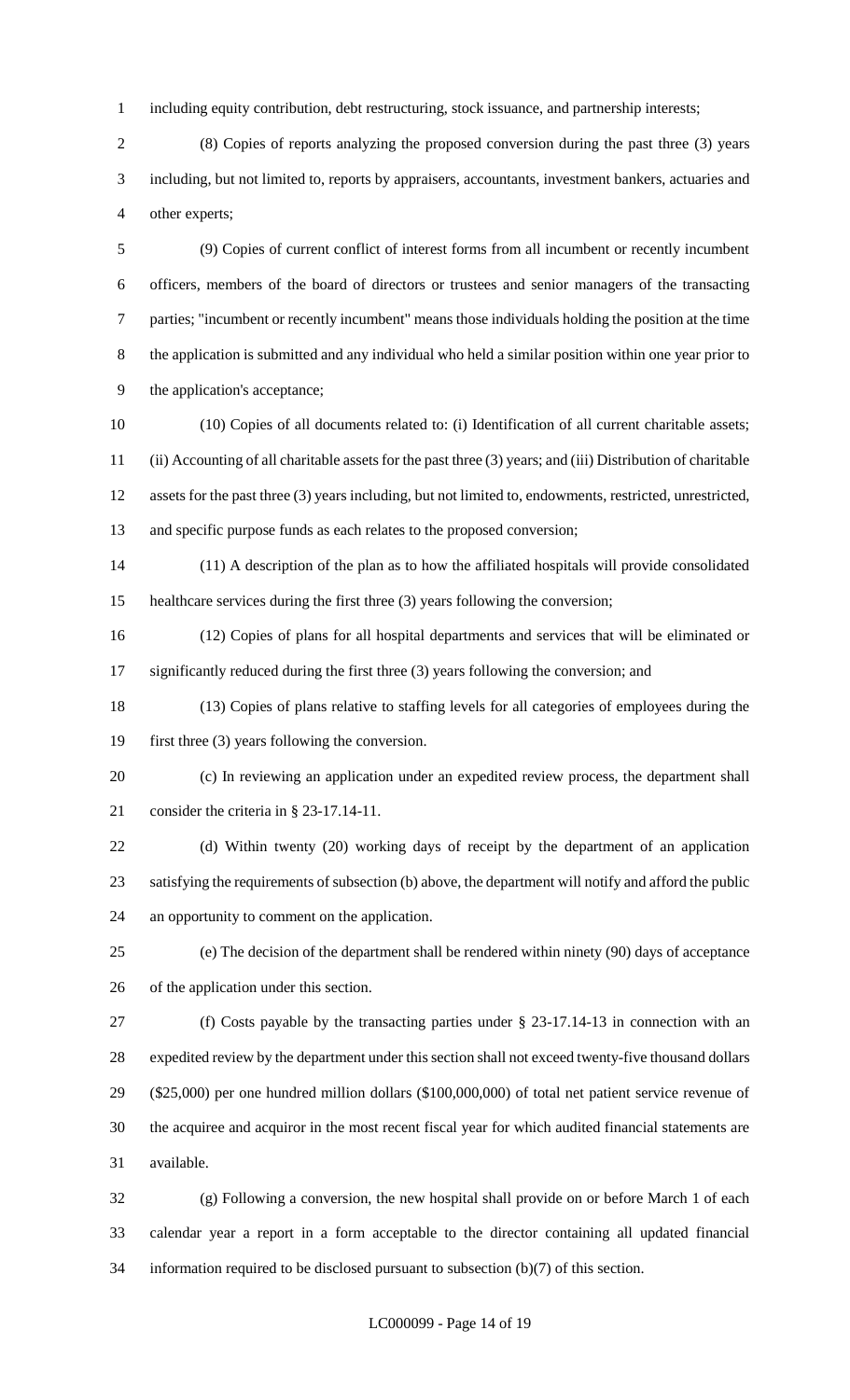including equity contribution, debt restructuring, stock issuance, and partnership interests;

(8) Copies of reports analyzing the proposed conversion during the past three (3) years including, but not limited to, reports by appraisers, accountants, investment bankers, actuaries and other experts;

(9) Copies of current conflict of interest forms from all incumbent or recently incumbent officers, members of the board of directors or trustees and senior managers of the transacting parties; "incumbent or recently incumbent" means those individuals holding the position at the time the application is submitted and any individual who held a similar position within one year prior to the application's acceptance;

(10) Copies of all documents related to: (i) Identification of all current charitable assets; (ii) Accounting of all charitable assets for the past three (3) years; and (iii) Distribution of charitable assets for the past three (3) years including, but not limited to, endowments, restricted, unrestricted, and specific purpose funds as each relates to the proposed conversion;

(11) A description of the plan as to how the affiliated hospitals will provide consolidated healthcare services during the first three (3) years following the conversion;

(12) Copies of plans for all hospital departments and services that will be eliminated or significantly reduced during the first three (3) years following the conversion; and

(13) Copies of plans relative to staffing levels for all categories of employees during the first three (3) years following the conversion.

(c) In reviewing an application under an expedited review process, the department shall consider the criteria in § 23-17.14-11.

(d) Within twenty (20) working days of receipt by the department of an application satisfying the requirements of subsection (b) above, the department will notify and afford the public an opportunity to comment on the application.

(e) The decision of the department shall be rendered within ninety (90) days of acceptance of the application under this section.

(f) Costs payable by the transacting parties under § 23-17.14-13 in connection with an expedited review by the department under this section shall not exceed twenty-five thousand dollars ($25,000) per one hundred million dollars ($100,000,000) of total net patient service revenue of the acquiree and acquiror in the most recent fiscal year for which audited financial statements are available.

(g) Following a conversion, the new hospital shall provide on or before March 1 of each calendar year a report in a form acceptable to the director containing all updated financial information required to be disclosed pursuant to subsection (b)(7) of this section.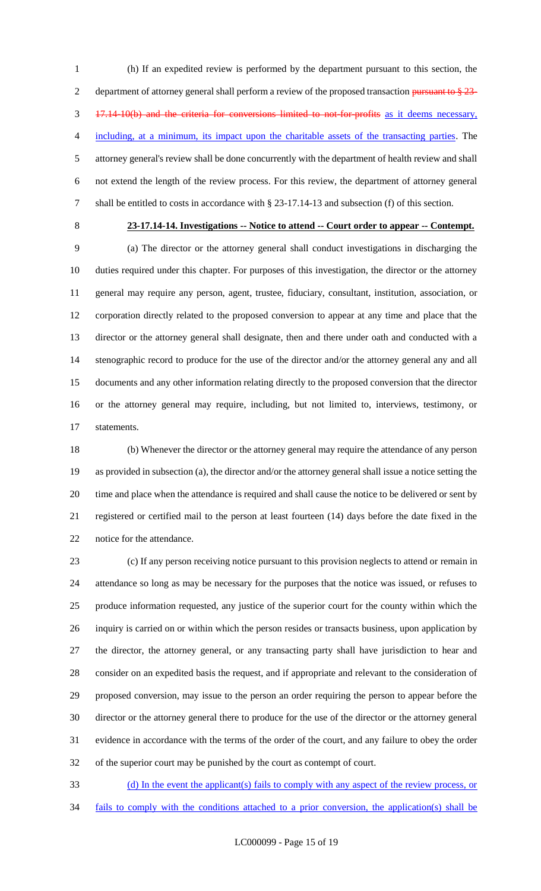(h) If an expedited review is performed by the department pursuant to this section, the department of attorney general shall perform a review of the proposed transaction ~~pursuant to § 23-17.14-10(b) and the criteria for conversions limited to not-for-profits~~ as it deems necessary, including, at a minimum, its impact upon the charitable assets of the transacting parties. The attorney general's review shall be done concurrently with the department of health review and shall not extend the length of the review process. For this review, the department of attorney general shall be entitled to costs in accordance with § 23-17.14-13 and subsection (f) of this section.

**23-17.14-14. Investigations -- Notice to attend -- Court order to appear -- Contempt.**

(a) The director or the attorney general shall conduct investigations in discharging the duties required under this chapter. For purposes of this investigation, the director or the attorney general may require any person, agent, trustee, fiduciary, consultant, institution, association, or corporation directly related to the proposed conversion to appear at any time and place that the director or the attorney general shall designate, then and there under oath and conducted with a stenographic record to produce for the use of the director and/or the attorney general any and all documents and any other information relating directly to the proposed conversion that the director or the attorney general may require, including, but not limited to, interviews, testimony, or statements.

(b) Whenever the director or the attorney general may require the attendance of any person as provided in subsection (a), the director and/or the attorney general shall issue a notice setting the time and place when the attendance is required and shall cause the notice to be delivered or sent by registered or certified mail to the person at least fourteen (14) days before the date fixed in the notice for the attendance.

(c) If any person receiving notice pursuant to this provision neglects to attend or remain in attendance so long as may be necessary for the purposes that the notice was issued, or refuses to produce information requested, any justice of the superior court for the county within which the inquiry is carried on or within which the person resides or transacts business, upon application by the director, the attorney general, or any transacting party shall have jurisdiction to hear and consider on an expedited basis the request, and if appropriate and relevant to the consideration of proposed conversion, may issue to the person an order requiring the person to appear before the director or the attorney general there to produce for the use of the director or the attorney general evidence in accordance with the terms of the order of the court, and any failure to obey the order of the superior court may be punished by the court as contempt of court.

(d) In the event the applicant(s) fails to comply with any aspect of the review process, or fails to comply with the conditions attached to a prior conversion, the application(s) shall be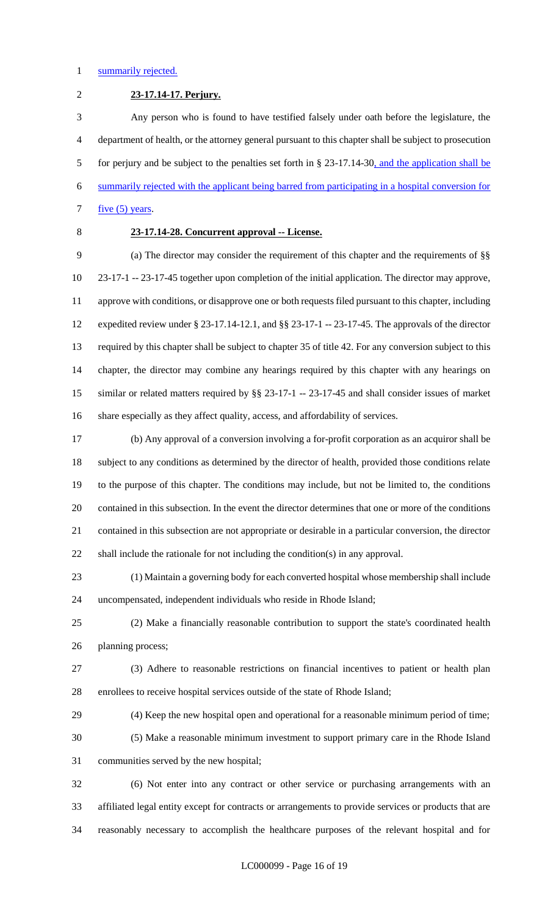summarily rejected.

**23-17.14-17. Perjury.**

Any person who is found to have testified falsely under oath before the legislature, the department of health, or the attorney general pursuant to this chapter shall be subject to prosecution for perjury and be subject to the penalties set forth in § 23-17.14-30, and the application shall be summarily rejected with the applicant being barred from participating in a hospital conversion for five (5) years.

**23-17.14-28. Concurrent approval -- License.**

(a) The director may consider the requirement of this chapter and the requirements of §§ 23-17-1 -- 23-17-45 together upon completion of the initial application. The director may approve, approve with conditions, or disapprove one or both requests filed pursuant to this chapter, including expedited review under § 23-17.14-12.1, and §§ 23-17-1 -- 23-17-45. The approvals of the director required by this chapter shall be subject to chapter 35 of title 42. For any conversion subject to this chapter, the director may combine any hearings required by this chapter with any hearings on similar or related matters required by §§ 23-17-1 -- 23-17-45 and shall consider issues of market share especially as they affect quality, access, and affordability of services.

(b) Any approval of a conversion involving a for-profit corporation as an acquiror shall be subject to any conditions as determined by the director of health, provided those conditions relate to the purpose of this chapter. The conditions may include, but not be limited to, the conditions contained in this subsection. In the event the director determines that one or more of the conditions contained in this subsection are not appropriate or desirable in a particular conversion, the director shall include the rationale for not including the condition(s) in any approval.

(1) Maintain a governing body for each converted hospital whose membership shall include uncompensated, independent individuals who reside in Rhode Island;

(2) Make a financially reasonable contribution to support the state's coordinated health planning process;

(3) Adhere to reasonable restrictions on financial incentives to patient or health plan enrollees to receive hospital services outside of the state of Rhode Island;

(4) Keep the new hospital open and operational for a reasonable minimum period of time;

(5) Make a reasonable minimum investment to support primary care in the Rhode Island communities served by the new hospital;

(6) Not enter into any contract or other service or purchasing arrangements with an affiliated legal entity except for contracts or arrangements to provide services or products that are reasonably necessary to accomplish the healthcare purposes of the relevant hospital and for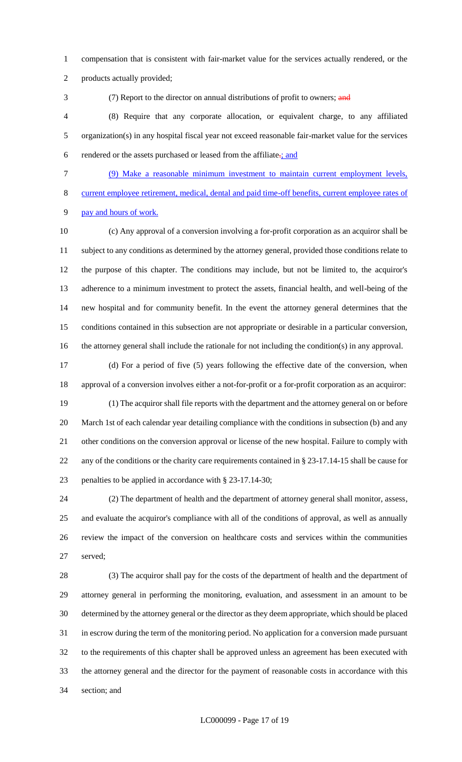compensation that is consistent with fair-market value for the services actually rendered, or the products actually provided;

(7) Report to the director on annual distributions of profit to owners; ~~and~~

(8) Require that any corporate allocation, or equivalent charge, to any affiliated organization(s) in any hospital fiscal year not exceed reasonable fair-market value for the services rendered or the assets purchased or leased from the affiliate~~.~~; and

(9) Make a reasonable minimum investment to maintain current employment levels, current employee retirement, medical, dental and paid time-off benefits, current employee rates of pay and hours of work.

(c) Any approval of a conversion involving a for-profit corporation as an acquiror shall be subject to any conditions as determined by the attorney general, provided those conditions relate to the purpose of this chapter. The conditions may include, but not be limited to, the acquiror's adherence to a minimum investment to protect the assets, financial health, and well-being of the new hospital and for community benefit. In the event the attorney general determines that the conditions contained in this subsection are not appropriate or desirable in a particular conversion, the attorney general shall include the rationale for not including the condition(s) in any approval.

(d) For a period of five (5) years following the effective date of the conversion, when approval of a conversion involves either a not-for-profit or a for-profit corporation as an acquiror:

(1) The acquiror shall file reports with the department and the attorney general on or before March 1st of each calendar year detailing compliance with the conditions in subsection (b) and any other conditions on the conversion approval or license of the new hospital. Failure to comply with any of the conditions or the charity care requirements contained in § 23-17.14-15 shall be cause for penalties to be applied in accordance with § 23-17.14-30;

(2) The department of health and the department of attorney general shall monitor, assess, and evaluate the acquiror's compliance with all of the conditions of approval, as well as annually review the impact of the conversion on healthcare costs and services within the communities served;

(3) The acquiror shall pay for the costs of the department of health and the department of attorney general in performing the monitoring, evaluation, and assessment in an amount to be determined by the attorney general or the director as they deem appropriate, which should be placed in escrow during the term of the monitoring period. No application for a conversion made pursuant to the requirements of this chapter shall be approved unless an agreement has been executed with the attorney general and the director for the payment of reasonable costs in accordance with this section; and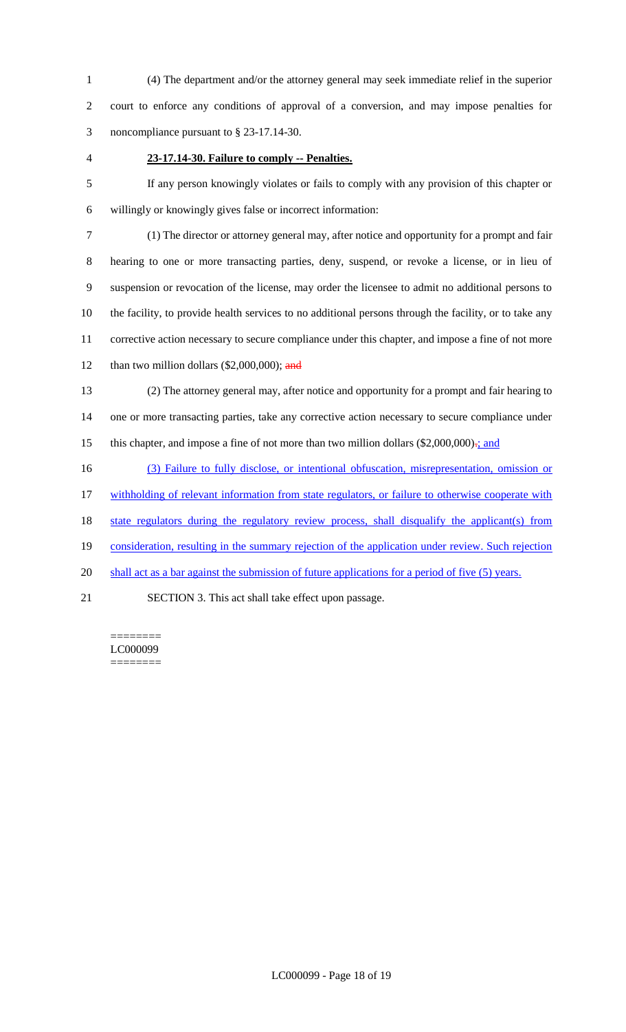(4) The department and/or the attorney general may seek immediate relief in the superior court to enforce any conditions of approval of a conversion, and may impose penalties for noncompliance pursuant to § 23-17.14-30.

**23-17.14-30. Failure to comply -- Penalties.**

If any person knowingly violates or fails to comply with any provision of this chapter or willingly or knowingly gives false or incorrect information:

(1) The director or attorney general may, after notice and opportunity for a prompt and fair hearing to one or more transacting parties, deny, suspend, or revoke a license, or in lieu of suspension or revocation of the license, may order the licensee to admit no additional persons to the facility, to provide health services to no additional persons through the facility, or to take any corrective action necessary to secure compliance under this chapter, and impose a fine of not more than two million dollars ($2,000,000); ~~and~~

(2) The attorney general may, after notice and opportunity for a prompt and fair hearing to one or more transacting parties, take any corrective action necessary to secure compliance under this chapter, and impose a fine of not more than two million dollars ($2,000,000)~~.~~; and

(3) Failure to fully disclose, or intentional obfuscation, misrepresentation, omission or withholding of relevant information from state regulators, or failure to otherwise cooperate with state regulators during the regulatory review process, shall disqualify the applicant(s) from consideration, resulting in the summary rejection of the application under review. Such rejection shall act as a bar against the submission of future applications for a period of five (5) years.

SECTION 3. This act shall take effect upon passage.

========
LC000099
========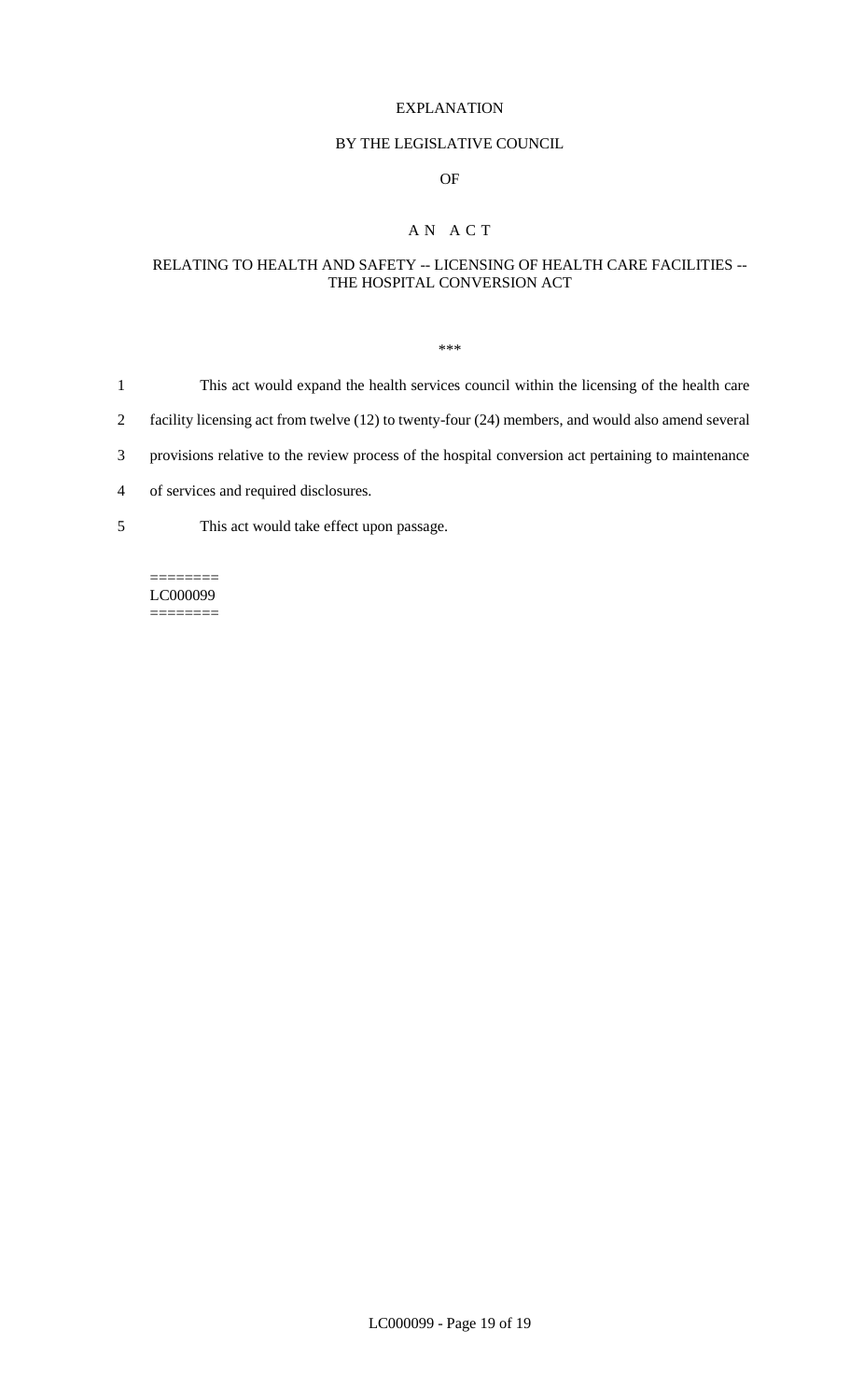EXPLANATION

BY THE LEGISLATIVE COUNCIL

OF

A N A C T

RELATING TO HEALTH AND SAFETY -- LICENSING OF HEALTH CARE FACILITIES -- THE HOSPITAL CONVERSION ACT

\*\*\*

1 This act would expand the health services council within the licensing of the health care
2 facility licensing act from twelve (12) to twenty-four (24) members, and would also amend several
3 provisions relative to the review process of the hospital conversion act pertaining to maintenance
4 of services and required disclosures.
5 This act would take effect upon passage.

========
LC000099
========